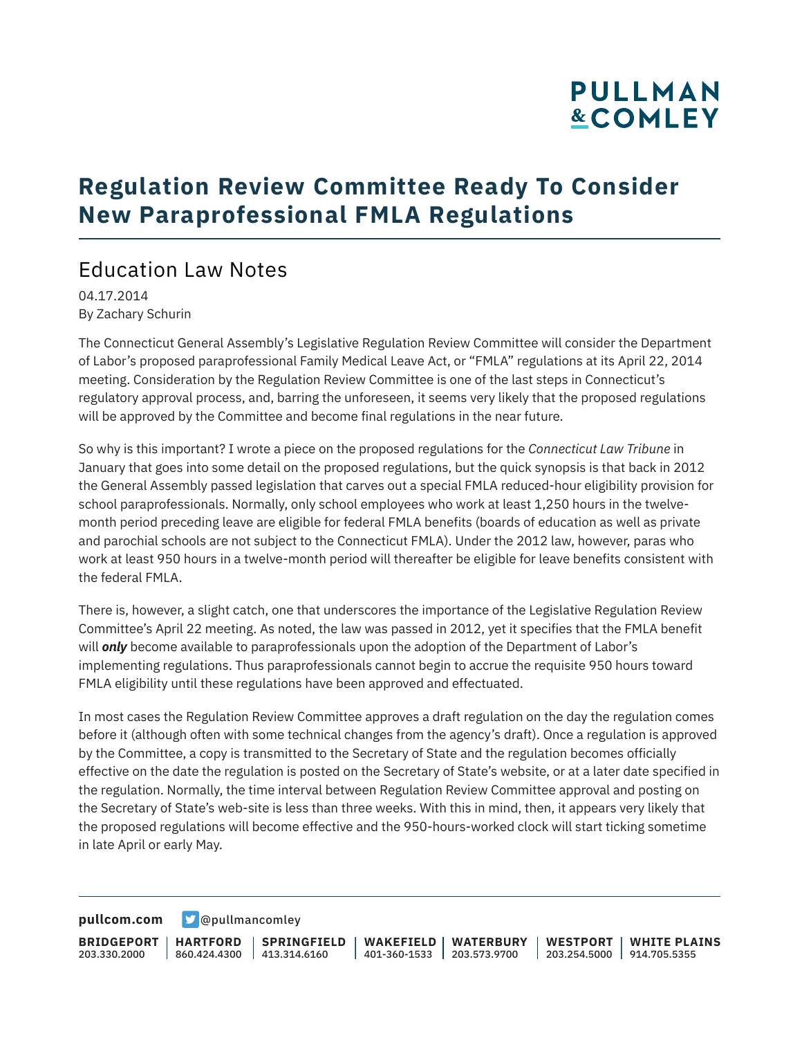# Regulation Review Committee Ready To Consider New Paraprofessional FMLA Regulations

## Education Law Notes

04.17.2014
By Zachary Schurin

The Connecticut General Assembly's Legislative Regulation Review Committee will consider the Department of Labor's proposed paraprofessional Family Medical Leave Act, or "FMLA" regulations at its April 22, 2014 meeting. Consideration by the Regulation Review Committee is one of the last steps in Connecticut's regulatory approval process, and, barring the unforeseen, it seems very likely that the proposed regulations will be approved by the Committee and become final regulations in the near future.

So why is this important? I wrote a piece on the proposed regulations for the *Connecticut Law Tribune* in January that goes into some detail on the proposed regulations, but the quick synopsis is that back in 2012 the General Assembly passed legislation that carves out a special FMLA reduced-hour eligibility provision for school paraprofessionals. Normally, only school employees who work at least 1,250 hours in the twelve-month period preceding leave are eligible for federal FMLA benefits (boards of education as well as private and parochial schools are not subject to the Connecticut FMLA). Under the 2012 law, however, paras who work at least 950 hours in a twelve-month period will thereafter be eligible for leave benefits consistent with the federal FMLA.

There is, however, a slight catch, one that underscores the importance of the Legislative Regulation Review Committee's April 22 meeting. As noted, the law was passed in 2012, yet it specifies that the FMLA benefit will ***only*** become available to paraprofessionals upon the adoption of the Department of Labor's implementing regulations. Thus paraprofessionals cannot begin to accrue the requisite 950 hours toward FMLA eligibility until these regulations have been approved and effectuated.

In most cases the Regulation Review Committee approves a draft regulation on the day the regulation comes before it (although often with some technical changes from the agency's draft). Once a regulation is approved by the Committee, a copy is transmitted to the Secretary of State and the regulation becomes officially effective on the date the regulation is posted on the Secretary of State's website, or at a later date specified in the regulation. Normally, the time interval between Regulation Review Committee approval and posting on the Secretary of State's web-site is less than three weeks. With this in mind, then, it appears very likely that the proposed regulations will become effective and the 950-hours-worked clock will start ticking sometime in late April or early May.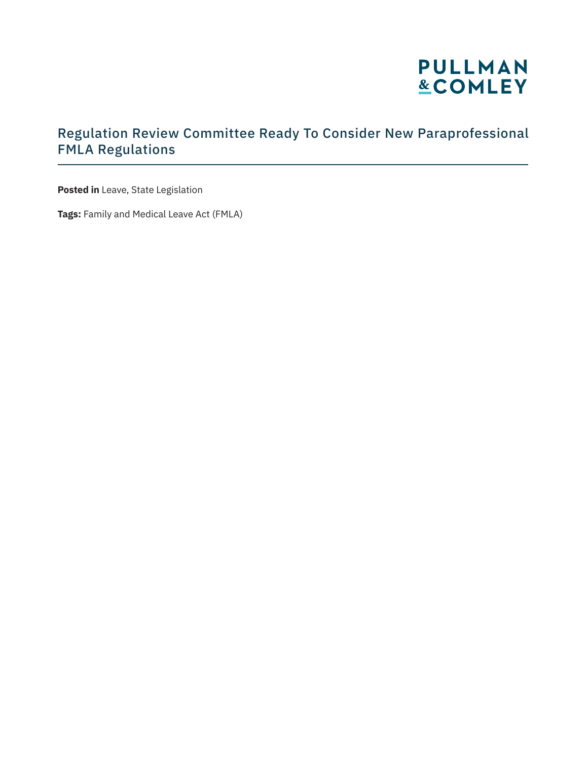## Regulation Review Committee Ready To Consider New Paraprofessional FMLA Regulations

**Posted in** Leave, State Legislation

**Tags:** Family and Medical Leave Act (FMLA)